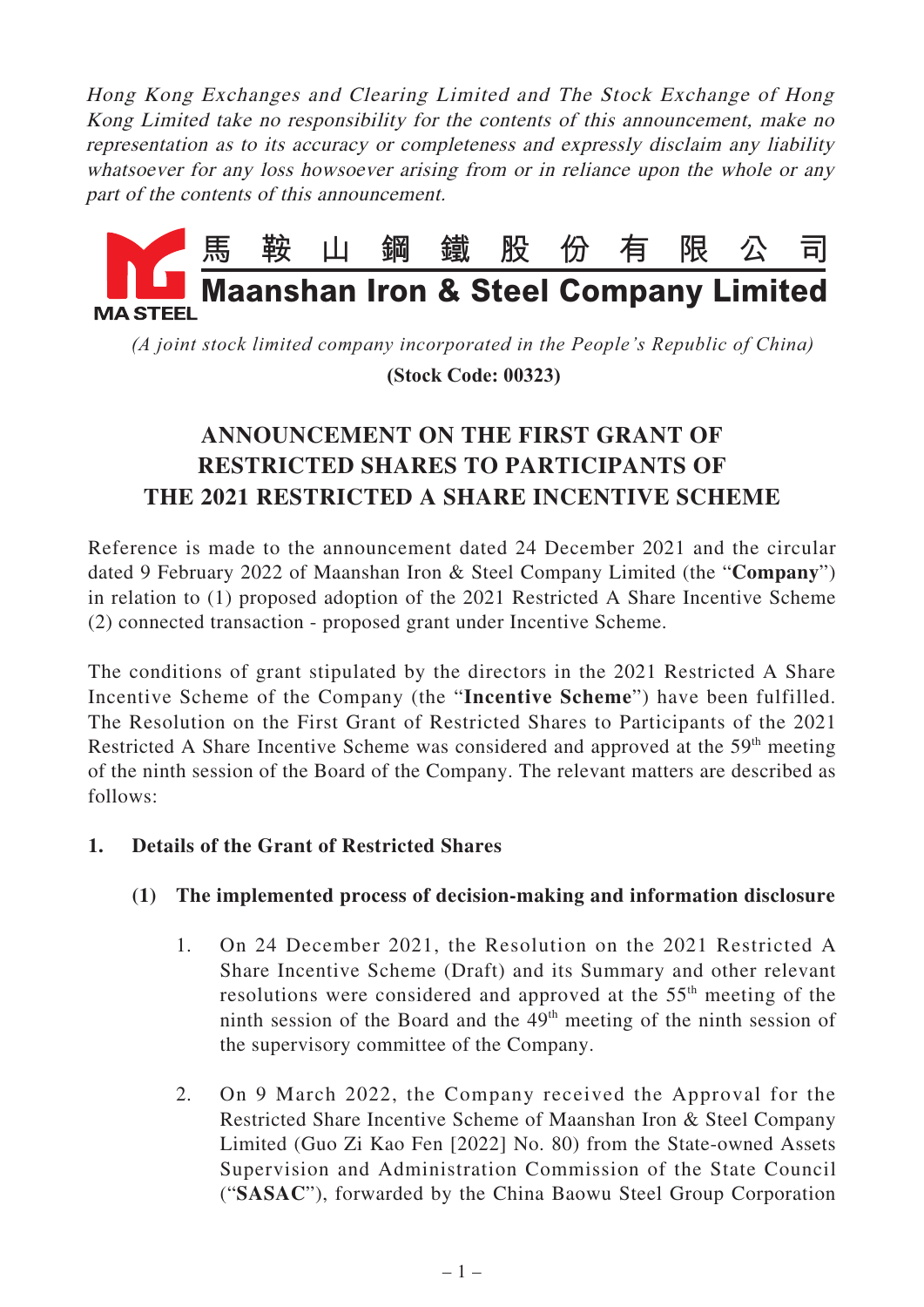*Hong Kong Exchanges and Clearing Limited and The Stock Exchange of Hong Kong Limited take no responsibility for the contents of this announcement, make no representation as to its accuracy or completeness and expressly disclaim any liability whatsoever for any loss howsoever arising from or in reliance upon the whole or any part of the contents of this announcement.*

MA STEEL

**馬鞍山鋼鐵股份有限公司**

**Maanshan Iron & Steel Company Limited**

*(A joint stock limited company incorporated in the People's Republic of China)*

**(Stock Code: 00323)**

# ANNOUNCEMENT ON THE FIRST GRANT OF RESTRICTED SHARES TO PARTICIPANTS OF THE 2021 RESTRICTED A SHARE INCENTIVE SCHEME

Reference is made to the announcement dated 24 December 2021 and the circular dated 9 February 2022 of Maanshan Iron & Steel Company Limited (the "**Company**") in relation to (1) proposed adoption of the 2021 Restricted A Share Incentive Scheme (2) connected transaction - proposed grant under Incentive Scheme.

The conditions of grant stipulated by the directors in the 2021 Restricted A Share Incentive Scheme of the Company (the "**Incentive Scheme**") have been fulfilled. The Resolution on the First Grant of Restricted Shares to Participants of the 2021 Restricted A Share Incentive Scheme was considered and approved at the 59th meeting of the ninth session of the Board of the Company. The relevant matters are described as follows:

**1. Details of the Grant of Restricted Shares**

**(1) The implemented process of decision-making and information disclosure**

1. On 24 December 2021, the Resolution on the 2021 Restricted A Share Incentive Scheme (Draft) and its Summary and other relevant resolutions were considered and approved at the 55th meeting of the ninth session of the Board and the 49th meeting of the ninth session of the supervisory committee of the Company.

2. On 9 March 2022, the Company received the Approval for the Restricted Share Incentive Scheme of Maanshan Iron & Steel Company Limited (Guo Zi Kao Fen [2022] No. 80) from the State-owned Assets Supervision and Administration Commission of the State Council ("**SASAC**"), forwarded by the China Baowu Steel Group Corporation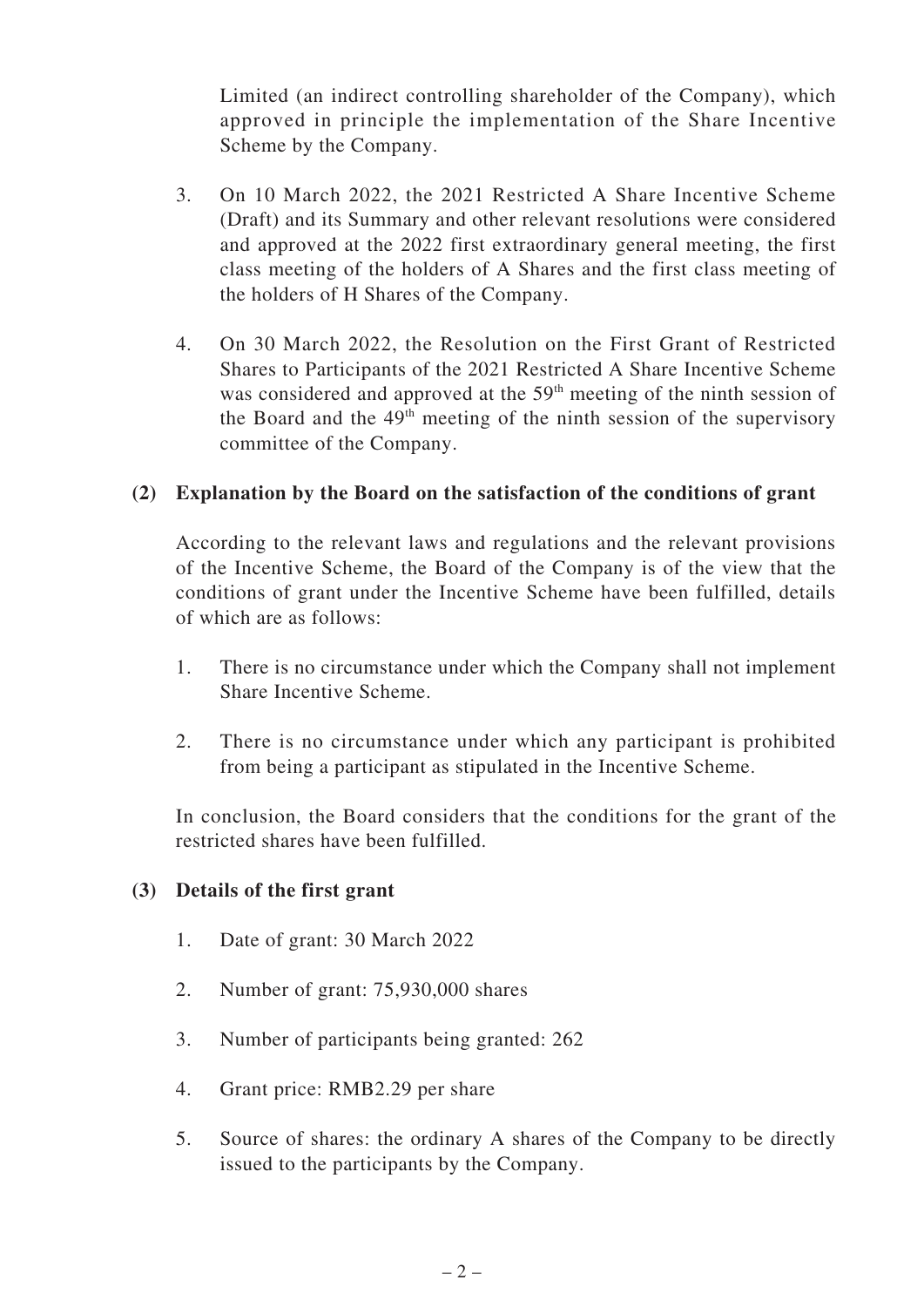Limited (an indirect controlling shareholder of the Company), which approved in principle the implementation of the Share Incentive Scheme by the Company.

3. On 10 March 2022, the 2021 Restricted A Share Incentive Scheme (Draft) and its Summary and other relevant resolutions were considered and approved at the 2022 first extraordinary general meeting, the first class meeting of the holders of A Shares and the first class meeting of the holders of H Shares of the Company.

4. On 30 March 2022, the Resolution on the First Grant of Restricted Shares to Participants of the 2021 Restricted A Share Incentive Scheme was considered and approved at the 59th meeting of the ninth session of the Board and the 49th meeting of the ninth session of the supervisory committee of the Company.

**(2) Explanation by the Board on the satisfaction of the conditions of grant**

According to the relevant laws and regulations and the relevant provisions of the Incentive Scheme, the Board of the Company is of the view that the conditions of grant under the Incentive Scheme have been fulfilled, details of which are as follows:

1. There is no circumstance under which the Company shall not implement Share Incentive Scheme.

2. There is no circumstance under which any participant is prohibited from being a participant as stipulated in the Incentive Scheme.

In conclusion, the Board considers that the conditions for the grant of the restricted shares have been fulfilled.

**(3) Details of the first grant**

1. Date of grant: 30 March 2022

2. Number of grant: 75,930,000 shares

3. Number of participants being granted: 262

4. Grant price: RMB2.29 per share

5. Source of shares: the ordinary A shares of the Company to be directly issued to the participants by the Company.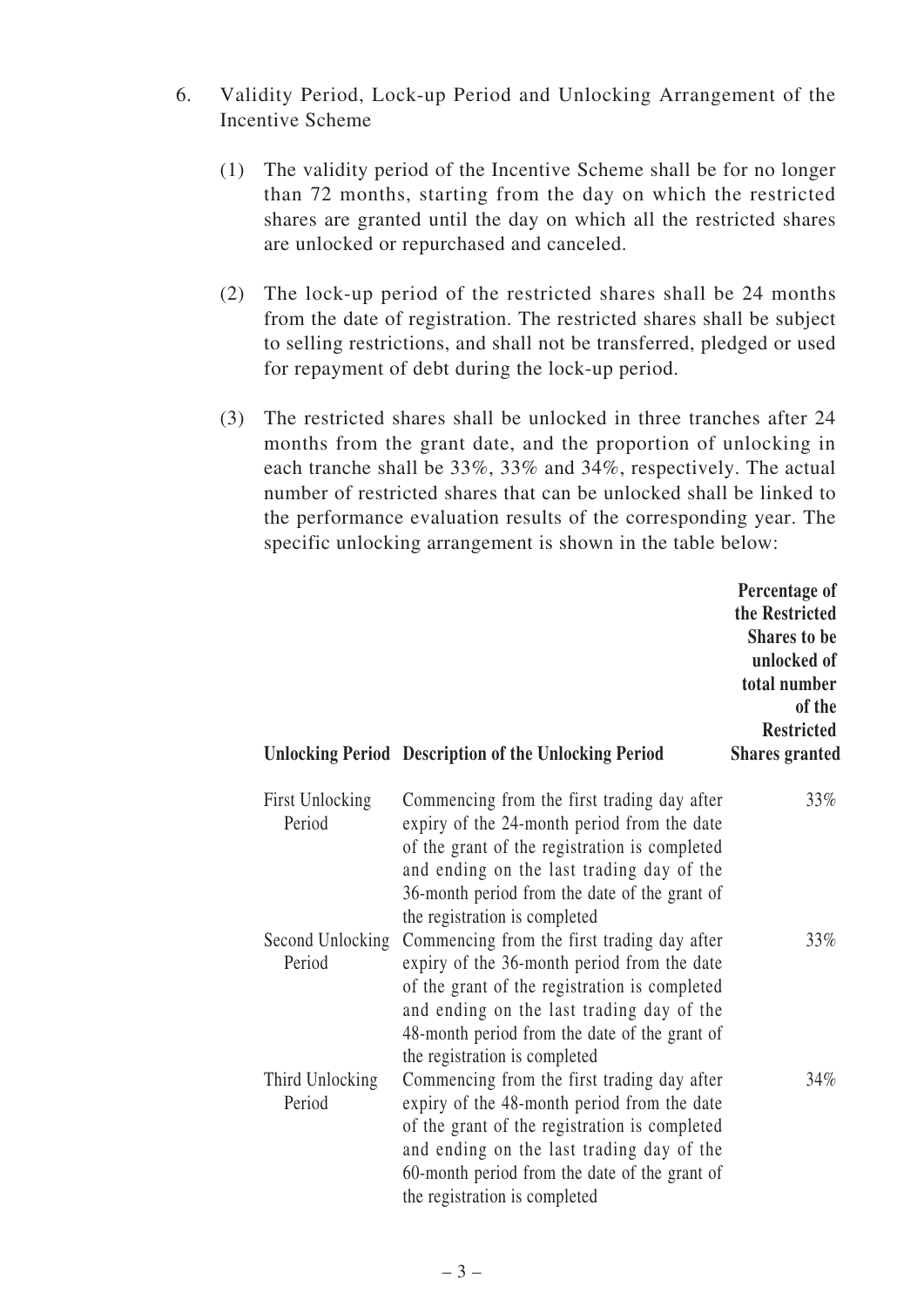6. Validity Period, Lock-up Period and Unlocking Arrangement of the Incentive Scheme

   (1) The validity period of the Incentive Scheme shall be for no longer than 72 months, starting from the day on which the restricted shares are granted until the day on which all the restricted shares are unlocked or repurchased and canceled.

   (2) The lock-up period of the restricted shares shall be 24 months from the date of registration. The restricted shares shall be subject to selling restrictions, and shall not be transferred, pledged or used for repayment of debt during the lock-up period.

   (3) The restricted shares shall be unlocked in three tranches after 24 months from the grant date, and the proportion of unlocking in each tranche shall be 33%, 33% and 34%, respectively. The actual number of restricted shares that can be unlocked shall be linked to the performance evaluation results of the corresponding year. The specific unlocking arrangement is shown in the table below:

| Unlocking Period | Description of the Unlocking Period | Percentage of the Restricted Shares to be unlocked of total number of the Restricted Shares granted |
|---|---|---|
| First Unlocking Period | Commencing from the first trading day after expiry of the 24-month period from the date of the grant of the registration is completed and ending on the last trading day of the 36-month period from the date of the grant of the registration is completed | 33% |
| Second Unlocking Period | Commencing from the first trading day after expiry of the 36-month period from the date of the grant of the registration is completed and ending on the last trading day of the 48-month period from the date of the grant of the registration is completed | 33% |
| Third Unlocking Period | Commencing from the first trading day after expiry of the 48-month period from the date of the grant of the registration is completed and ending on the last trading day of the 60-month period from the date of the grant of the registration is completed | 34% |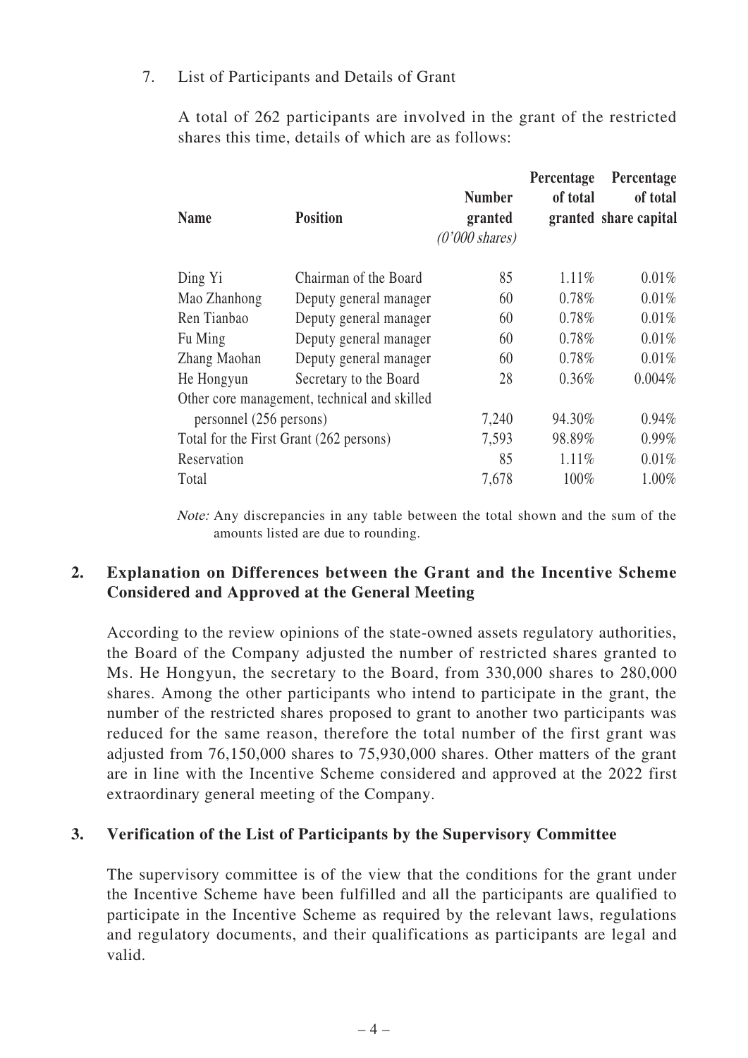7. List of Participants and Details of Grant

A total of 262 participants are involved in the grant of the restricted shares this time, details of which are as follows:

| Name | Position | Number granted *(0'000 shares)* | Percentage of total granted | Percentage of total share capital |
|---|---|---|---|---|
| Ding Yi | Chairman of the Board | 85 | 1.11% | 0.01% |
| Mao Zhanhong | Deputy general manager | 60 | 0.78% | 0.01% |
| Ren Tianbao | Deputy general manager | 60 | 0.78% | 0.01% |
| Fu Ming | Deputy general manager | 60 | 0.78% | 0.01% |
| Zhang Maohan | Deputy general manager | 60 | 0.78% | 0.01% |
| He Hongyun | Secretary to the Board | 28 | 0.36% | 0.004% |
| Other core management, technical and skilled personnel (256 persons) | | 7,240 | 94.30% | 0.94% |
| Total for the First Grant (262 persons) | | 7,593 | 98.89% | 0.99% |
| Reservation | | 85 | 1.11% | 0.01% |
| Total | | 7,678 | 100% | 1.00% |

*Note:* Any discrepancies in any table between the total shown and the sum of the amounts listed are due to rounding.

## 2. Explanation on Differences between the Grant and the Incentive Scheme Considered and Approved at the General Meeting

According to the review opinions of the state-owned assets regulatory authorities, the Board of the Company adjusted the number of restricted shares granted to Ms. He Hongyun, the secretary to the Board, from 330,000 shares to 280,000 shares. Among the other participants who intend to participate in the grant, the number of the restricted shares proposed to grant to another two participants was reduced for the same reason, therefore the total number of the first grant was adjusted from 76,150,000 shares to 75,930,000 shares. Other matters of the grant are in line with the Incentive Scheme considered and approved at the 2022 first extraordinary general meeting of the Company.

## 3. Verification of the List of Participants by the Supervisory Committee

The supervisory committee is of the view that the conditions for the grant under the Incentive Scheme have been fulfilled and all the participants are qualified to participate in the Incentive Scheme as required by the relevant laws, regulations and regulatory documents, and their qualifications as participants are legal and valid.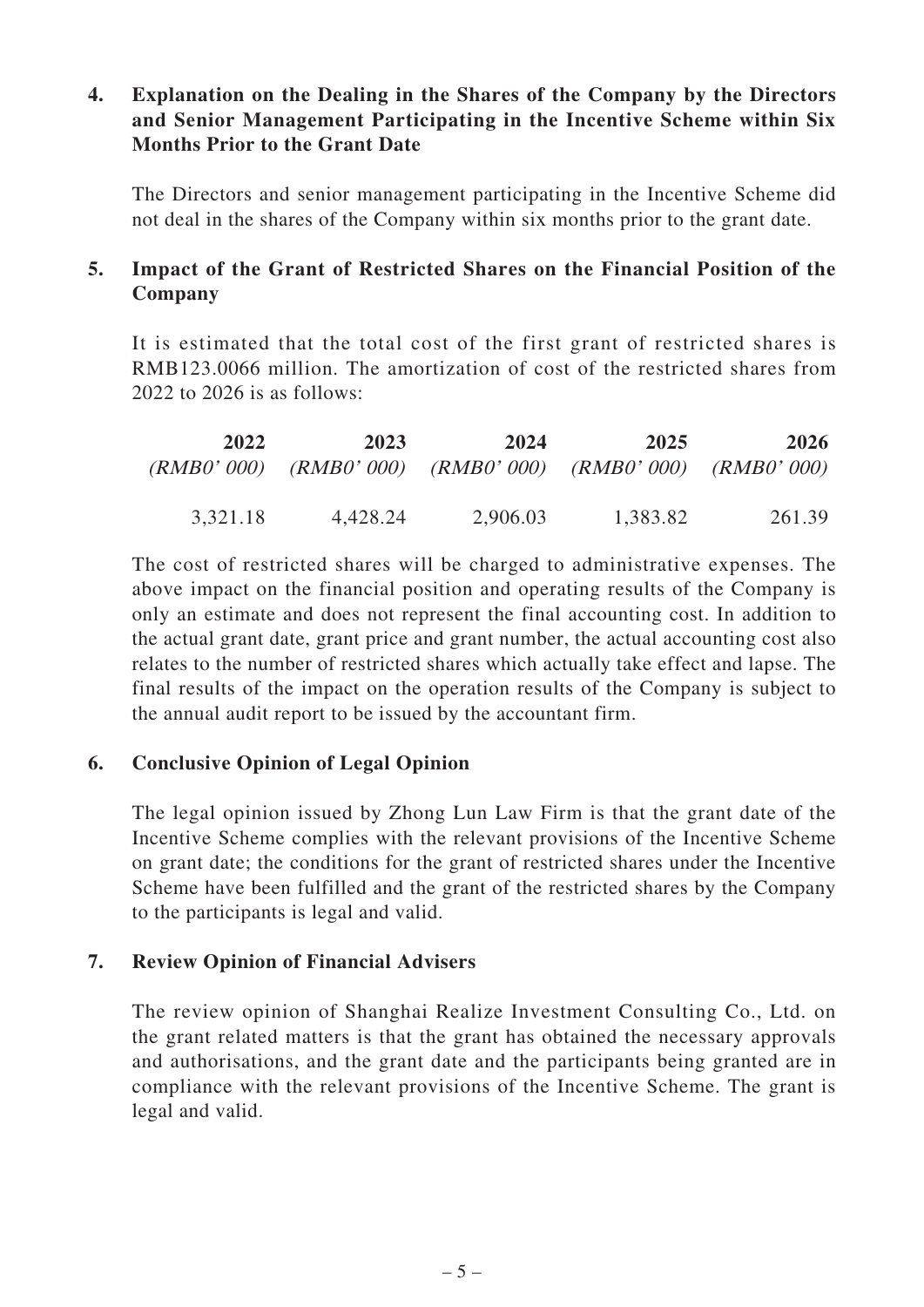## 4. Explanation on the Dealing in the Shares of the Company by the Directors and Senior Management Participating in the Incentive Scheme within Six Months Prior to the Grant Date

The Directors and senior management participating in the Incentive Scheme did not deal in the shares of the Company within six months prior to the grant date.

## 5. Impact of the Grant of Restricted Shares on the Financial Position of the Company

It is estimated that the total cost of the first grant of restricted shares is RMB123.0066 million. The amortization of cost of the restricted shares from 2022 to 2026 is as follows:

| **2022** *(RMB0' 000)* | **2023** *(RMB0' 000)* | **2024** *(RMB0' 000)* | **2025** *(RMB0' 000)* | **2026** *(RMB0' 000)* |
|---|---|---|---|---|
| 3,321.18 | 4,428.24 | 2,906.03 | 1,383.82 | 261.39 |

The cost of restricted shares will be charged to administrative expenses. The above impact on the financial position and operating results of the Company is only an estimate and does not represent the final accounting cost. In addition to the actual grant date, grant price and grant number, the actual accounting cost also relates to the number of restricted shares which actually take effect and lapse. The final results of the impact on the operation results of the Company is subject to the annual audit report to be issued by the accountant firm.

## 6. Conclusive Opinion of Legal Opinion

The legal opinion issued by Zhong Lun Law Firm is that the grant date of the Incentive Scheme complies with the relevant provisions of the Incentive Scheme on grant date; the conditions for the grant of restricted shares under the Incentive Scheme have been fulfilled and the grant of the restricted shares by the Company to the participants is legal and valid.

## 7. Review Opinion of Financial Advisers

The review opinion of Shanghai Realize Investment Consulting Co., Ltd. on the grant related matters is that the grant has obtained the necessary approvals and authorisations, and the grant date and the participants being granted are in compliance with the relevant provisions of the Incentive Scheme. The grant is legal and valid.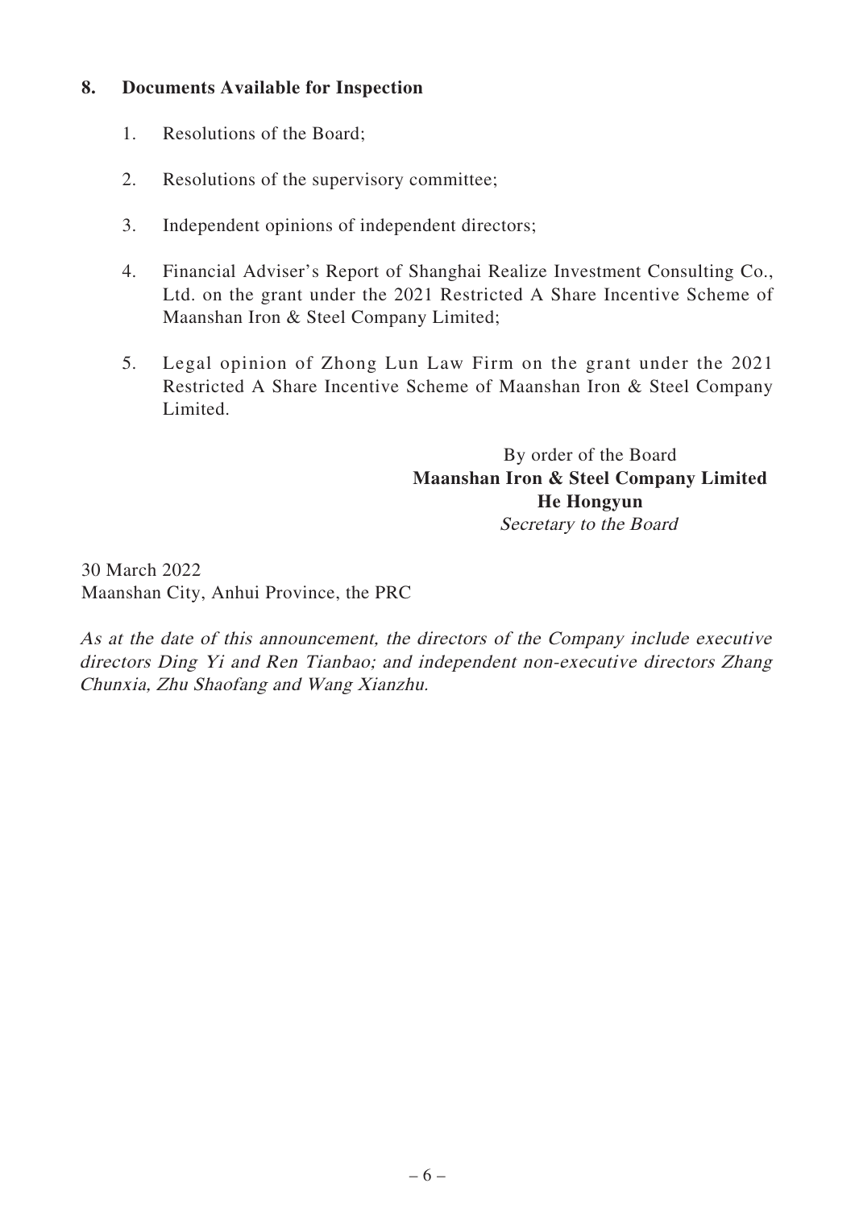## 8. Documents Available for Inspection

1. Resolutions of the Board;
2. Resolutions of the supervisory committee;
3. Independent opinions of independent directors;
4. Financial Adviser's Report of Shanghai Realize Investment Consulting Co., Ltd. on the grant under the 2021 Restricted A Share Incentive Scheme of Maanshan Iron & Steel Company Limited;
5. Legal opinion of Zhong Lun Law Firm on the grant under the 2021 Restricted A Share Incentive Scheme of Maanshan Iron & Steel Company Limited.

By order of the Board
**Maanshan Iron & Steel Company Limited**
**He Hongyun**
*Secretary to the Board*

30 March 2022
Maanshan City, Anhui Province, the PRC

*As at the date of this announcement, the directors of the Company include executive directors Ding Yi and Ren Tianbao; and independent non-executive directors Zhang Chunxia, Zhu Shaofang and Wang Xianzhu.*